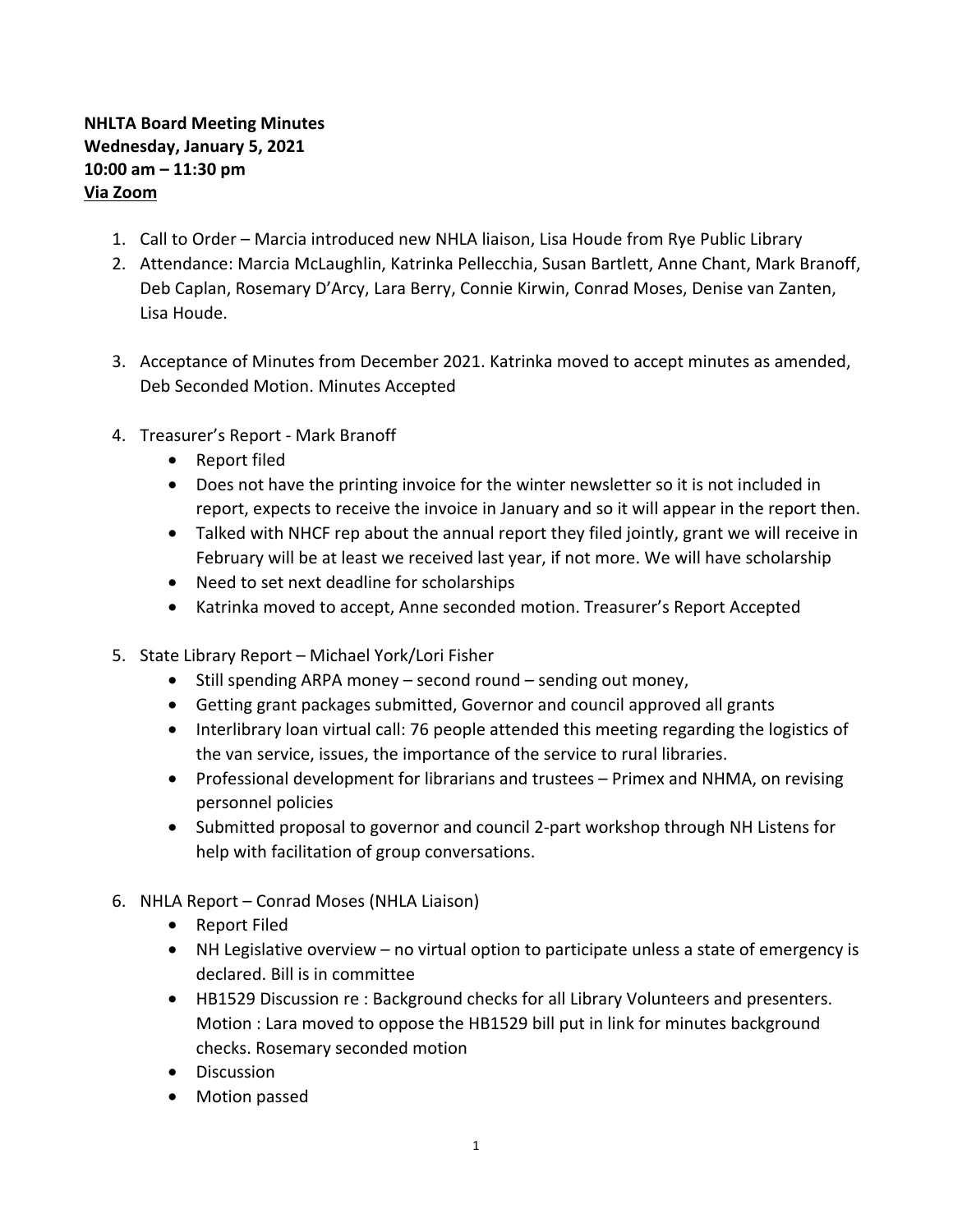**NHLTA Board Meeting Minutes**
**Wednesday, January 5, 2021**
**10:00 am – 11:30 pm**
**Via Zoom**

1. Call to Order – Marcia introduced new NHLA liaison, Lisa Houde from Rye Public Library
2. Attendance: Marcia McLaughlin, Katrinka Pellecchia, Susan Bartlett, Anne Chant, Mark Branoff, Deb Caplan, Rosemary D'Arcy, Lara Berry, Connie Kirwin, Conrad Moses, Denise van Zanten, Lisa Houde.
3. Acceptance of Minutes from December 2021. Katrinka moved to accept minutes as amended, Deb Seconded Motion. Minutes Accepted
4. Treasurer's Report - Mark Branoff
   - Report filed
   - Does not have the printing invoice for the winter newsletter so it is not included in report, expects to receive the invoice in January and so it will appear in the report then.
   - Talked with NHCF rep about the annual report they filed jointly, grant we will receive in February will be at least we received last year, if not more. We will have scholarship
   - Need to set next deadline for scholarships
   - Katrinka moved to accept, Anne seconded motion. Treasurer's Report Accepted
5. State Library Report – Michael York/Lori Fisher
   - Still spending ARPA money – second round – sending out money,
   - Getting grant packages submitted, Governor and council approved all grants
   - Interlibrary loan virtual call: 76 people attended this meeting regarding the logistics of the van service, issues, the importance of the service to rural libraries.
   - Professional development for librarians and trustees – Primex and NHMA, on revising personnel policies
   - Submitted proposal to governor and council 2-part workshop through NH Listens for help with facilitation of group conversations.
6. NHLA Report – Conrad Moses (NHLA Liaison)
   - Report Filed
   - NH Legislative overview – no virtual option to participate unless a state of emergency is declared. Bill is in committee
   - HB1529 Discussion re : Background checks for all Library Volunteers and presenters. Motion : Lara moved to oppose the HB1529 bill put in link for minutes background checks. Rosemary seconded motion
   - Discussion
   - Motion passed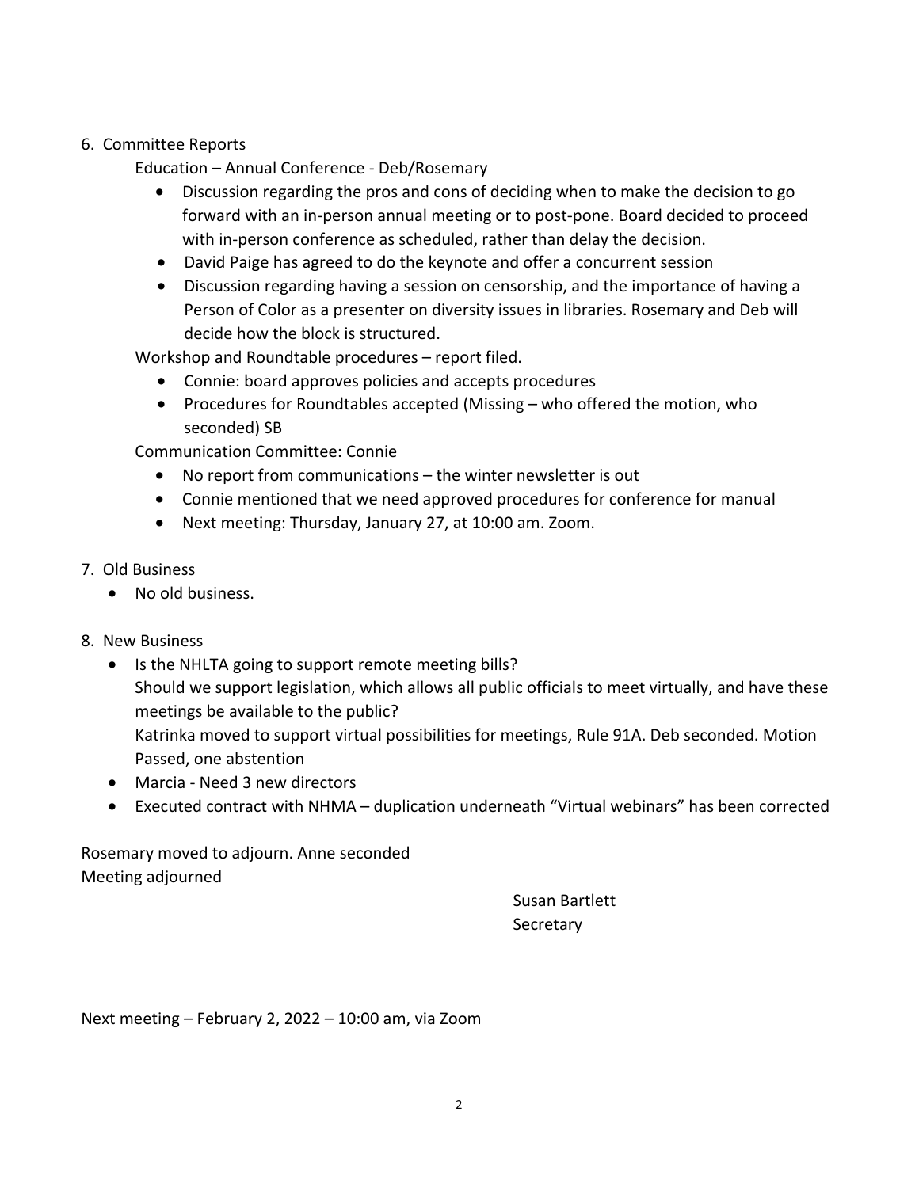6. Committee Reports

   Education – Annual Conference - Deb/Rosemary

   - Discussion regarding the pros and cons of deciding when to make the decision to go forward with an in-person annual meeting or to post-pone. Board decided to proceed with in-person conference as scheduled, rather than delay the decision.
   - David Paige has agreed to do the keynote and offer a concurrent session
   - Discussion regarding having a session on censorship, and the importance of having a Person of Color as a presenter on diversity issues in libraries. Rosemary and Deb will decide how the block is structured.

   Workshop and Roundtable procedures – report filed.

   - Connie: board approves policies and accepts procedures
   - Procedures for Roundtables accepted (Missing – who offered the motion, who seconded) SB

   Communication Committee: Connie

   - No report from communications – the winter newsletter is out
   - Connie mentioned that we need approved procedures for conference for manual
   - Next meeting: Thursday, January 27, at 10:00 am. Zoom.

7. Old Business
   - No old business.

8. New Business
   - Is the NHLTA going to support remote meeting bills?
     Should we support legislation, which allows all public officials to meet virtually, and have these meetings be available to the public?
     Katrinka moved to support virtual possibilities for meetings, Rule 91A. Deb seconded. Motion Passed, one abstention
   - Marcia - Need 3 new directors
   - Executed contract with NHMA – duplication underneath "Virtual webinars" has been corrected

Rosemary moved to adjourn. Anne seconded
Meeting adjourned

Susan Bartlett
Secretary

Next meeting – February 2, 2022 – 10:00 am, via Zoom